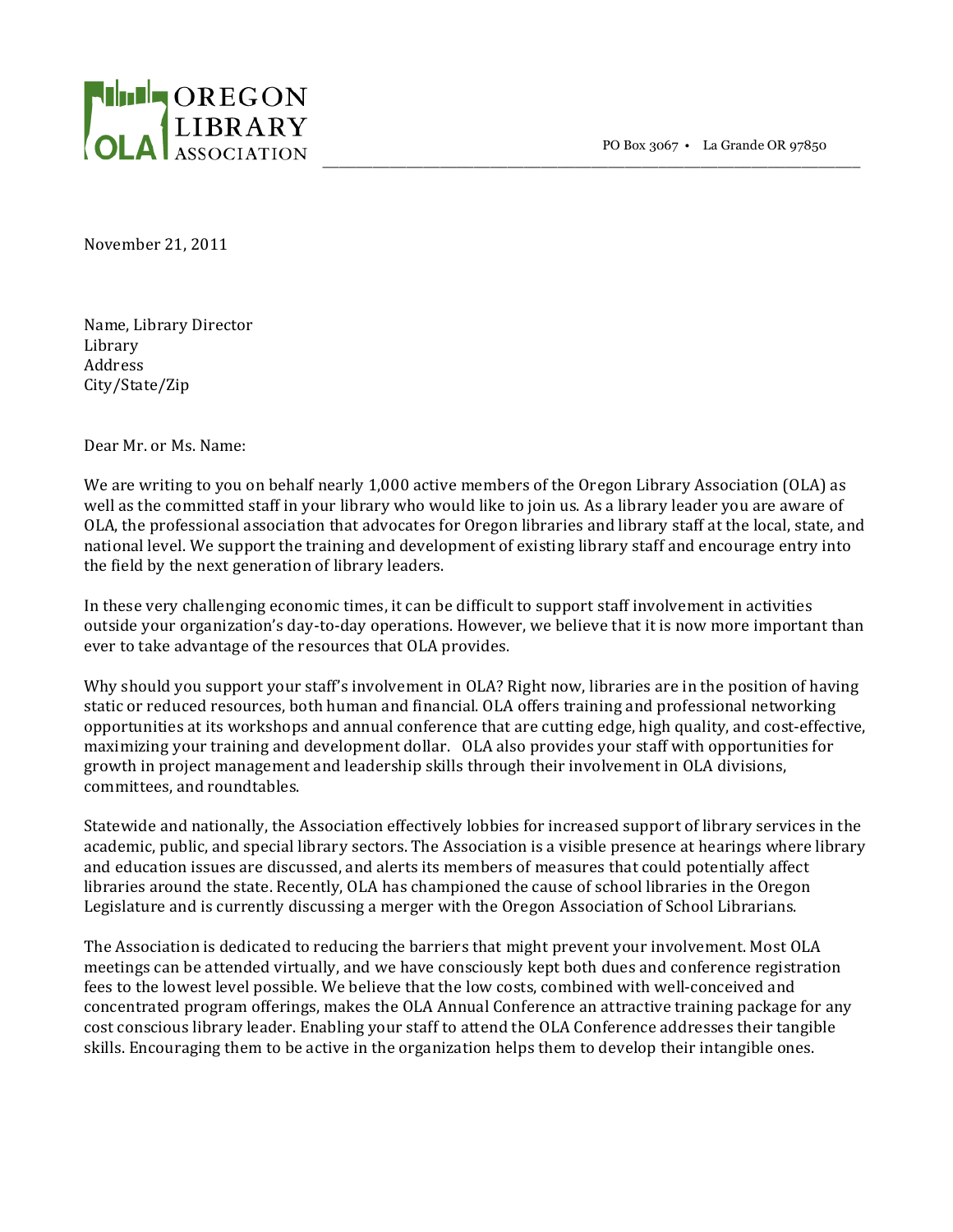OREGON LIBRARY ASSOCIATION

PO Box 3067 • La Grande OR 97850

November 21, 2011

Name, Library Director
Library
Address
City/State/Zip

Dear Mr. or Ms. Name:

We are writing to you on behalf nearly 1,000 active members of the Oregon Library Association (OLA) as well as the committed staff in your library who would like to join us. As a library leader you are aware of OLA, the professional association that advocates for Oregon libraries and library staff at the local, state, and national level. We support the training and development of existing library staff and encourage entry into the field by the next generation of library leaders.

In these very challenging economic times, it can be difficult to support staff involvement in activities outside your organization's day-to-day operations. However, we believe that it is now more important than ever to take advantage of the resources that OLA provides.

Why should you support your staff's involvement in OLA? Right now, libraries are in the position of having static or reduced resources, both human and financial. OLA offers training and professional networking opportunities at its workshops and annual conference that are cutting edge, high quality, and cost-effective, maximizing your training and development dollar. OLA also provides your staff with opportunities for growth in project management and leadership skills through their involvement in OLA divisions, committees, and roundtables.

Statewide and nationally, the Association effectively lobbies for increased support of library services in the academic, public, and special library sectors. The Association is a visible presence at hearings where library and education issues are discussed, and alerts its members of measures that could potentially affect libraries around the state. Recently, OLA has championed the cause of school libraries in the Oregon Legislature and is currently discussing a merger with the Oregon Association of School Librarians.

The Association is dedicated to reducing the barriers that might prevent your involvement. Most OLA meetings can be attended virtually, and we have consciously kept both dues and conference registration fees to the lowest level possible. We believe that the low costs, combined with well-conceived and concentrated program offerings, makes the OLA Annual Conference an attractive training package for any cost conscious library leader. Enabling your staff to attend the OLA Conference addresses their tangible skills. Encouraging them to be active in the organization helps them to develop their intangible ones.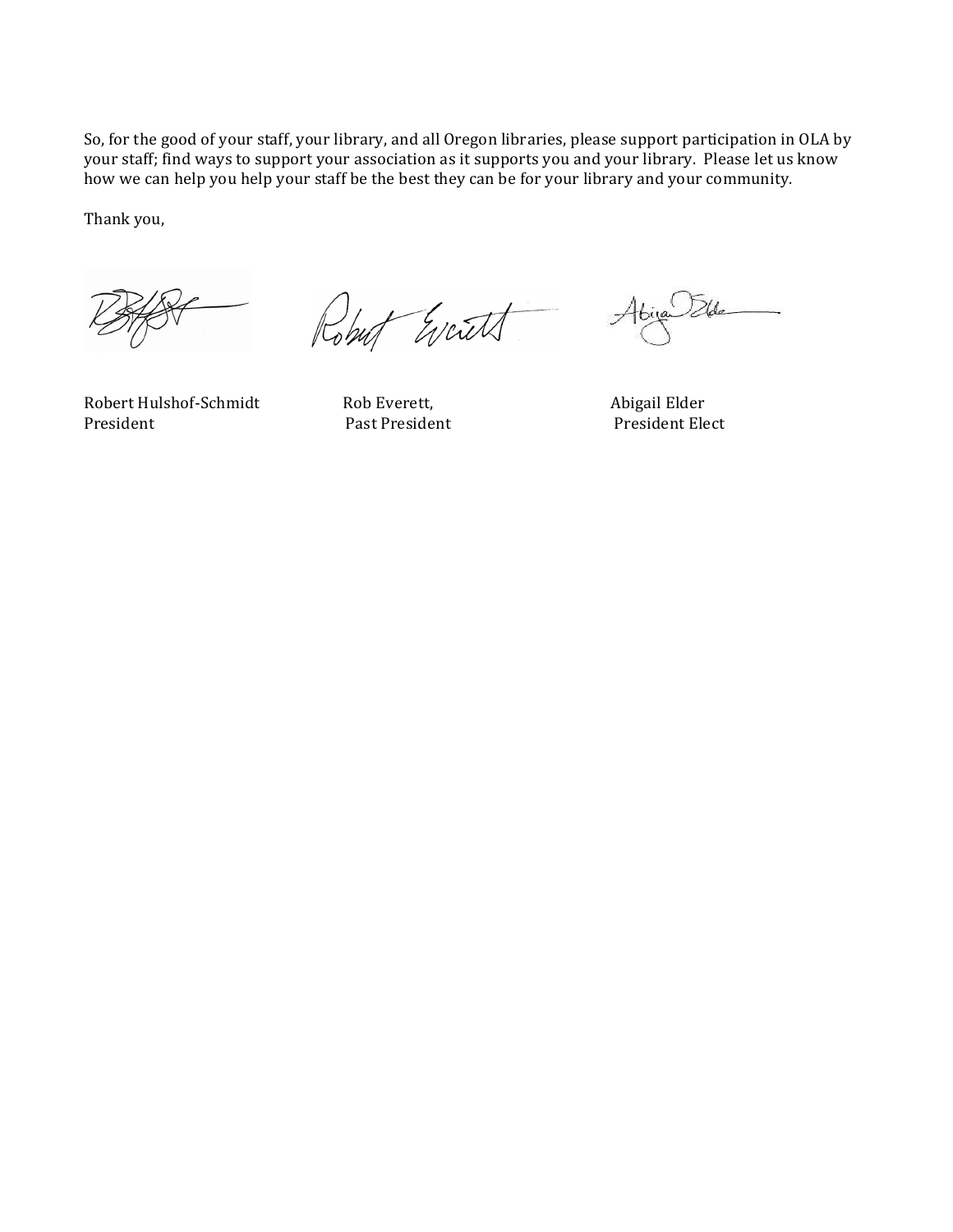So, for the good of your staff, your library, and all Oregon libraries, please support participation in OLA by your staff; find ways to support your association as it supports you and your library. Please let us know how we can help you help your staff be the best they can be for your library and your community.

Thank you,

| | | |
|---|---|---|
| Robert Hulshof-Schmidt | Rob Everett, | Abigail Elder |
| President | Past President | President Elect |